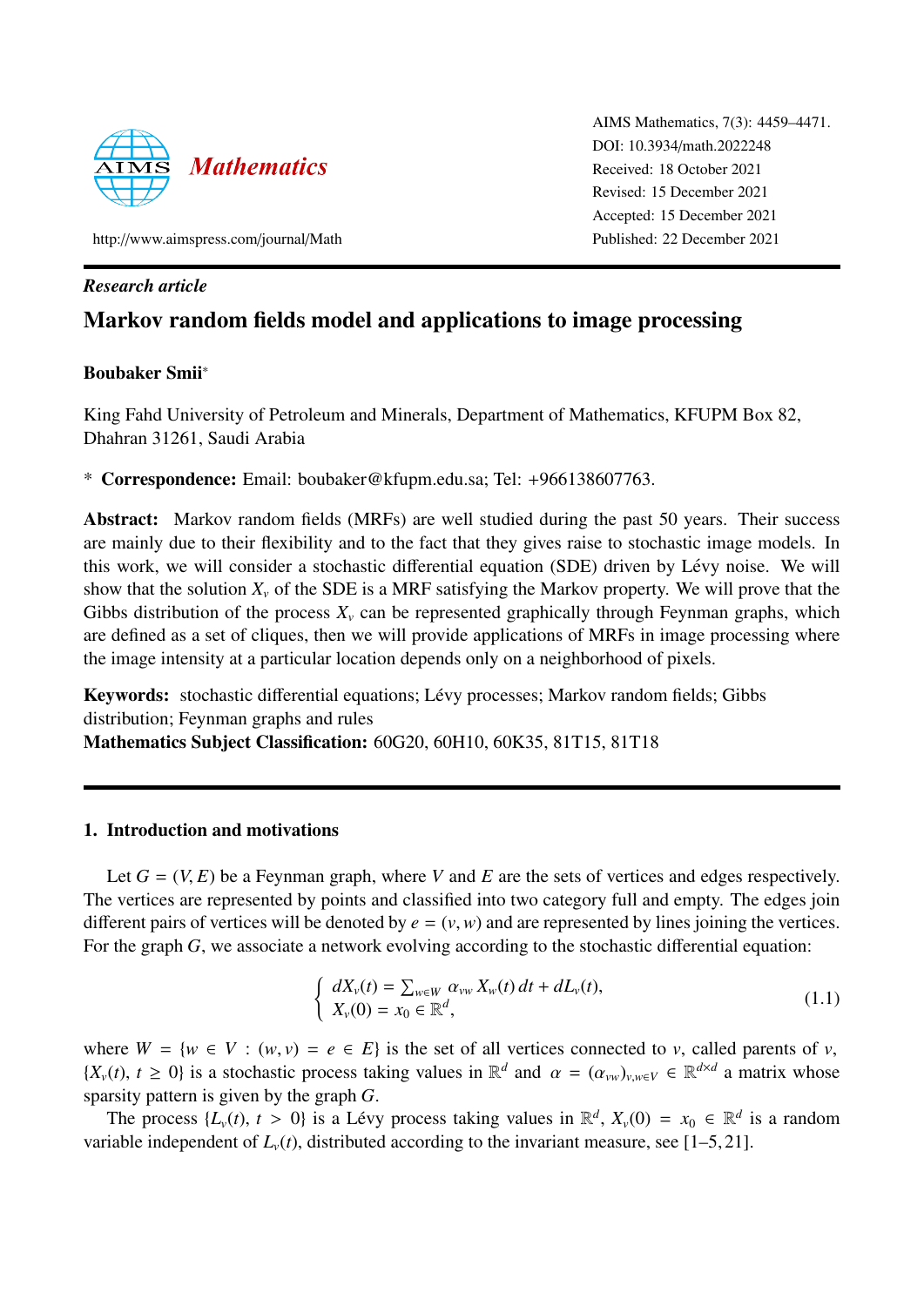AIMS Mathematics, 7(3): 4459–4471.
DOI: 10.3934/math.2022248
Received: 18 October 2021
Revised: 15 December 2021
Accepted: 15 December 2021
Published: 22 December 2021

http://www.aimspress.com/journal/Math

*Research article*

# Markov random fields model and applications to image processing

**Boubaker Smii***

King Fahd University of Petroleum and Minerals, Department of Mathematics, KFUPM Box 82, Dhahran 31261, Saudi Arabia

\* **Correspondence:** Email: boubaker@kfupm.edu.sa; Tel: +966138607763.

**Abstract:** Markov random fields (MRFs) are well studied during the past 50 years. Their success are mainly due to their flexibility and to the fact that they gives raise to stochastic image models. In this work, we will consider a stochastic differential equation (SDE) driven by Lévy noise. We will show that the solution $X_v$ of the SDE is a MRF satisfying the Markov property. We will prove that the Gibbs distribution of the process $X_v$ can be represented graphically through Feynman graphs, which are defined as a set of cliques, then we will provide applications of MRFs in image processing where the image intensity at a particular location depends only on a neighborhood of pixels.

**Keywords:** stochastic differential equations; Lévy processes; Markov random fields; Gibbs distribution; Feynman graphs and rules
**Mathematics Subject Classification:** 60G20, 60H10, 60K35, 81T15, 81T18

## 1. Introduction and motivations

Let $G = (V, E)$ be a Feynman graph, where $V$ and $E$ are the sets of vertices and edges respectively. The vertices are represented by points and classified into two category full and empty. The edges join different pairs of vertices will be denoted by $e = (v, w)$ and are represented by lines joining the vertices. For the graph $G$, we associate a network evolving according to the stochastic differential equation:

$$\begin{cases} dX_v(t) = \sum_{w \in W} \alpha_{vw} X_w(t)\, dt + dL_v(t), \\ X_v(0) = x_0 \in \mathbb{R}^d, \end{cases} \tag{1.1}$$

where $W = \{w \in V : (w, v) = e \in E\}$ is the set of all vertices connected to $v$, called parents of $v$, $\{X_v(t),\ t \geq 0\}$ is a stochastic process taking values in $\mathbb{R}^d$ and $\alpha = (\alpha_{vw})_{v,w \in V} \in \mathbb{R}^{d \times d}$ a matrix whose sparsity pattern is given by the graph $G$.

The process $\{L_v(t),\ t > 0\}$ is a Lévy process taking values in $\mathbb{R}^d$, $X_v(0) = x_0 \in \mathbb{R}^d$ is a random variable independent of $L_v(t)$, distributed according to the invariant measure, see [1–5, 21].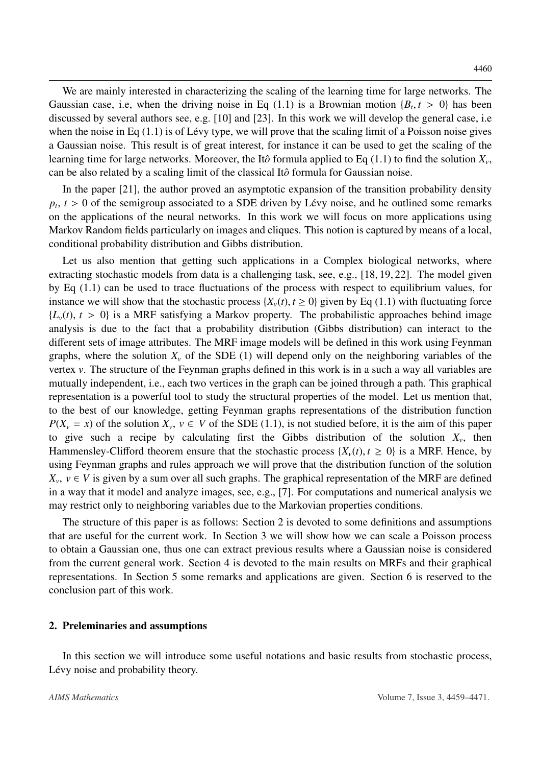We are mainly interested in characterizing the scaling of the learning time for large networks. The Gaussian case, i.e, when the driving noise in Eq (1.1) is a Brownian motion $\{B_t, t > 0\}$ has been discussed by several authors see, e.g. [10] and [23]. In this work we will develop the general case, i.e when the noise in Eq (1.1) is of Lévy type, we will prove that the scaling limit of a Poisson noise gives a Gaussian noise. This result is of great interest, for instance it can be used to get the scaling of the learning time for large networks. Moreover, the It$\hat{o}$ formula applied to Eq (1.1) to find the solution $X_v$, can be also related by a scaling limit of the classical It$\hat{o}$ formula for Gaussian noise.

In the paper [21], the author proved an asymptotic expansion of the transition probability density $p_t$, $t > 0$ of the semigroup associated to a SDE driven by Lévy noise, and he outlined some remarks on the applications of the neural networks. In this work we will focus on more applications using Markov Random fields particularly on images and cliques. This notion is captured by means of a local, conditional probability distribution and Gibbs distribution.

Let us also mention that getting such applications in a Complex biological networks, where extracting stochastic models from data is a challenging task, see, e.g., [18, 19, 22]. The model given by Eq (1.1) can be used to trace fluctuations of the process with respect to equilibrium values, for instance we will show that the stochastic process $\{X_v(t), t \geq 0\}$ given by Eq (1.1) with fluctuating force $\{L_v(t), t > 0\}$ is a MRF satisfying a Markov property. The probabilistic approaches behind image analysis is due to the fact that a probability distribution (Gibbs distribution) can interact to the different sets of image attributes. The MRF image models will be defined in this work using Feynman graphs, where the solution $X_v$ of the SDE (1) will depend only on the neighboring variables of the vertex $v$. The structure of the Feynman graphs defined in this work is in a such a way all variables are mutually independent, i.e., each two vertices in the graph can be joined through a path. This graphical representation is a powerful tool to study the structural properties of the model. Let us mention that, to the best of our knowledge, getting Feynman graphs representations of the distribution function $P(X_v = x)$ of the solution $X_v$, $v \in V$ of the SDE (1.1), is not studied before, it is the aim of this paper to give such a recipe by calculating first the Gibbs distribution of the solution $X_v$, then Hammensley-Clifford theorem ensure that the stochastic process $\{X_v(t), t \geq 0\}$ is a MRF. Hence, by using Feynman graphs and rules approach we will prove that the distribution function of the solution $X_v$, $v \in V$ is given by a sum over all such graphs. The graphical representation of the MRF are defined in a way that it model and analyze images, see, e.g., [7]. For computations and numerical analysis we may restrict only to neighboring variables due to the Markovian properties conditions.

The structure of this paper is as follows: Section 2 is devoted to some definitions and assumptions that are useful for the current work. In Section 3 we will show how we can scale a Poisson process to obtain a Gaussian one, thus one can extract previous results where a Gaussian noise is considered from the current general work. Section 4 is devoted to the main results on MRFs and their graphical representations. In Section 5 some remarks and applications are given. Section 6 is reserved to the conclusion part of this work.

## 2. Preleminaries and assumptions

In this section we will introduce some useful notations and basic results from stochastic process, Lévy noise and probability theory.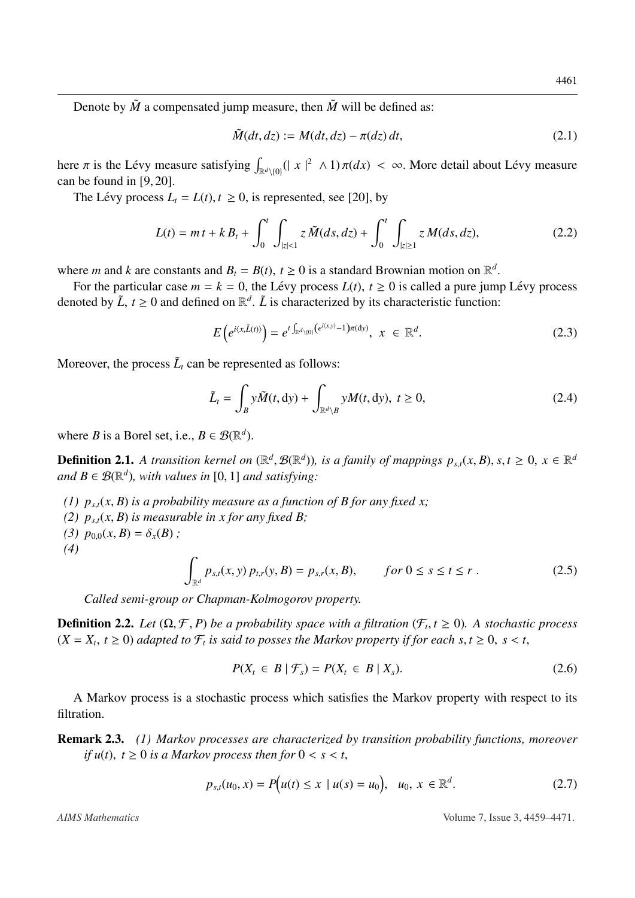Denote by $\tilde{M}$ a compensated jump measure, then $\tilde{M}$ will be defined as:

$$\tilde{M}(dt, dz) := M(dt, dz) - \pi(dz)\, dt, \tag{2.1}$$

here $\pi$ is the Lévy measure satisfying $\int_{\mathbb{R}^d \setminus \{0\}} (|\ x\ |^2 \ \wedge 1)\, \pi(dx) < \infty$. More detail about Lévy measure can be found in [9, 20].

The Lévy process $L_t = L(t), t \geq 0$, is represented, see [20], by

$$L(t) = m\, t + k\, B_t + \int_0^t \int_{|z|<1} z\, \tilde{M}(ds, dz) + \int_0^t \int_{|z|\geq 1} z\, M(ds, dz), \tag{2.2}$$

where $m$ and $k$ are constants and $B_t = B(t),\ t \geq 0$ is a standard Brownian motion on $\mathbb{R}^d$.

For the particular case $m = k = 0$, the Lévy process $L(t),\ t \geq 0$ is called a pure jump Lévy process denoted by $\tilde{L},\ t \geq 0$ and defined on $\mathbb{R}^d$. $\tilde{L}$ is characterized by its characteristic function:

$$E\Big(e^{i\langle x, \tilde{L}(t)\rangle}\Big) = e^{t \int_{\mathbb{R}^d \setminus \{0\}} \left(e^{i\langle x, y\rangle} - 1\right) \pi(\mathrm{d}y)},\ \ x\ \in \mathbb{R}^d. \tag{2.3}$$

Moreover, the process $\tilde{L}_t$ can be represented as follows:

$$\tilde{L}_t = \int_B y \tilde{M}(t, \mathrm{d}y) + \int_{\mathbb{R}^d \setminus B} y M(t, \mathrm{d}y),\ t \geq 0, \tag{2.4}$$

where $B$ is a Borel set, i.e., $B \in \mathcal{B}(\mathbb{R}^d)$.

**Definition 2.1.** *A transition kernel on $(\mathbb{R}^d, \mathcal{B}(\mathbb{R}^d))$, is a family of mappings $p_{s,t}(x, B), s, t \geq 0,\ x \in \mathbb{R}^d$ and $B \in \mathcal{B}(\mathbb{R}^d)$, with values in $[0, 1]$ and satisfying:*

*(1) $p_{s,t}(x, B)$ is a probability measure as a function of $B$ for any fixed $x$;*
*(2) $p_{s,t}(x, B)$ is measurable in $x$ for any fixed $B$;*
*(3) $p_{0,0}(x, B) = \delta_x(B)$ ;*
*(4)*

$$\int_{\mathbb{R}^d} p_{s,t}(x, y)\, p_{t,r}(y, B) = p_{s,r}(x, B), \qquad for\ 0 \leq s \leq t \leq r\ . \tag{2.5}$$

*Called semi-group or Chapman-Kolmogorov property.*

**Definition 2.2.** *Let $(\Omega, \mathcal{F}, P)$ be a probability space with a filtration $(\mathcal{F}_t, t \geq 0)$. A stochastic process $(X = X_t,\ t \geq 0)$ adapted to $\mathcal{F}_t$ is said to posses the Markov property if for each $s, t \geq 0,\ s < t$,*

$$P(X_t\ \in\ B \mid \mathcal{F}_s) = P(X_t\ \in\ B \mid X_s). \tag{2.6}$$

A Markov process is a stochastic process which satisfies the Markov property with respect to its filtration.

**Remark 2.3.** *(1) Markov processes are characterized by transition probability functions, moreover if $u(t),\ t \geq 0$ is a Markov process then for $0 < s < t$,*

$$p_{s,t}(u_0, x) = P\Big(u(t) \leq x\ \mid u(s) = u_0\Big),\ \ u_0,\ x\ \in \mathbb{R}^d. \tag{2.7}$$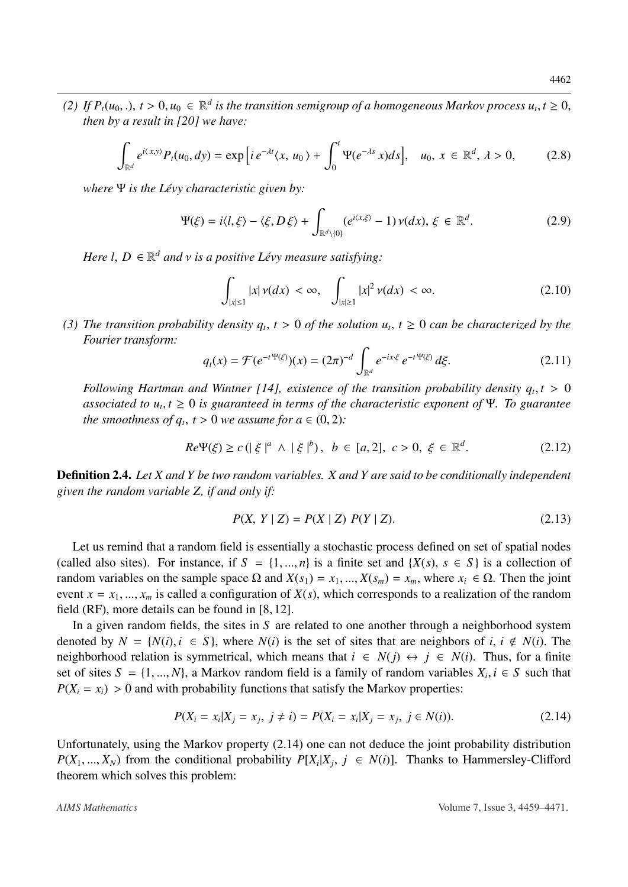*(2) If $P_t(u_0, .)$, $t > 0, u_0 \in \mathbb{R}^d$ is the transition semigroup of a homogeneous Markov process $u_t, t \geq 0$, then by a result in [20] we have:*

$$\int_{\mathbb{R}^d} e^{i\langle x,y\rangle} P_t(u_0, dy) = \exp\Big[i\, e^{-\lambda t}\langle x,\, u_0\,\rangle + \int_0^t \Psi(e^{-\lambda s}\, x) ds\Big], \quad u_0,\ x \in \mathbb{R}^d,\ \lambda > 0, \tag{2.8}$$

*where $\Psi$ is the Lévy characteristic given by:*

$$\Psi(\xi) = i\langle l, \xi\rangle - \langle \xi, D\,\xi\rangle + \int_{\mathbb{R}^d\setminus\{0\}} (e^{i\langle x,\xi\rangle} - 1)\, \nu(dx),\ \xi \in \mathbb{R}^d. \tag{2.9}$$

*Here $l,\ D \in \mathbb{R}^d$ and $\nu$ is a positive Lévy measure satisfying:*

$$\int_{|x|\leq 1} |x|\, \nu(dx)\ < \infty, \quad \int_{|x|\geq 1} |x|^2\, \nu(dx)\ < \infty. \tag{2.10}$$

*(3) The transition probability density $q_t$, $t > 0$ of the solution $u_t$, $t \geq 0$ can be characterized by the Fourier transform:*

$$q_t(x) = \mathcal{F}(e^{-t\,\Psi(\xi)})(x) = (2\pi)^{-d} \int_{\mathbb{R}^d} e^{-ix\cdot\xi}\, e^{-t\,\Psi(\xi)}\, d\xi. \tag{2.11}$$

*Following Hartman and Wintner [14], existence of the transition probability density $q_t, t > 0$ associated to $u_t, t \geq 0$ is guaranteed in terms of the characteristic exponent of $\Psi$. To guarantee the smoothness of $q_t$, $t > 0$ we assume for $a \in (0, 2)$:*

$$Re\Psi(\xi) \geq c\,(|\,\xi\,|^a\ \wedge\ |\,\xi\,|^b)\,,\ \ b\ \in\ [a, 2],\ \ c > 0,\ \xi\ \in\ \mathbb{R}^d. \tag{2.12}$$

**Definition 2.4.** *Let X and Y be two random variables. X and Y are said to be conditionally independent given the random variable Z, if and only if:*

$$P(X,\ Y \mid Z) = P(X \mid Z)\ P(Y \mid Z). \tag{2.13}$$

Let us remind that a random field is essentially a stochastic process defined on set of spatial nodes (called also sites). For instance, if $S = \{1, ..., n\}$ is a finite set and $\{X(s),\ s \in S\}$ is a collection of random variables on the sample space $\Omega$ and $X(s_1) = x_1, ..., X(s_m) = x_m$, where $x_i \in \Omega$. Then the joint event $x = x_1, ..., x_m$ is called a configuration of $X(s)$, which corresponds to a realization of the random field (RF), more details can be found in [8, 12].

In a given random fields, the sites in $S$ are related to one another through a neighborhood system denoted by $N = \{N(i), i \in S\}$, where $N(i)$ is the set of sites that are neighbors of $i$, $i \notin N(i)$. The neighborhood relation is symmetrical, which means that $i \in N(j) \leftrightarrow j \in N(i)$. Thus, for a finite set of sites $S = \{1, ..., N\}$, a Markov random field is a family of random variables $X_i, i \in S$ such that $P(X_i = x_i) > 0$ and with probability functions that satisfy the Markov properties:

$$P(X_i = x_i | X_j = x_j,\ j \neq i) = P(X_i = x_i | X_j = x_j,\ j \in N(i)). \tag{2.14}$$

Unfortunately, using the Markov property (2.14) one can not deduce the joint probability distribution $P(X_1, ..., X_N)$ from the conditional probability $P[X_i|X_j,\ j \in N(i)]$. Thanks to Hammersley-Clifford theorem which solves this problem: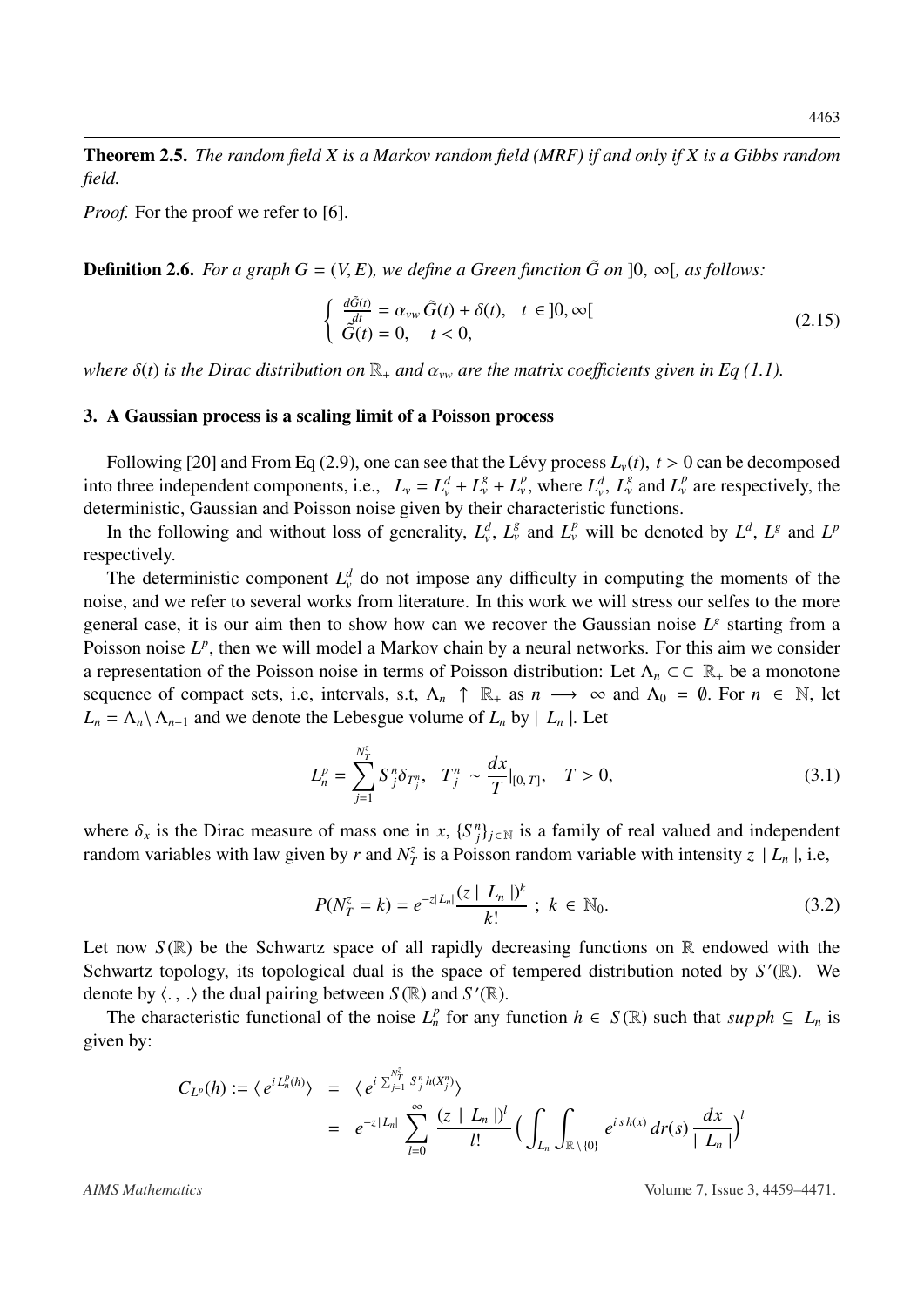**Theorem 2.5.** *The random field X is a Markov random field (MRF) if and only if X is a Gibbs random field.*

*Proof.* For the proof we refer to [6].

**Definition 2.6.** *For a graph $G = (V, E)$, we define a Green function $\tilde{G}$ on $]0, \infty[$, as follows:*

$$\begin{cases} \frac{d\tilde{G}(t)}{dt} = \alpha_{vw}\, \tilde{G}(t) + \delta(t), & t \in ]0, \infty[ \\ \tilde{G}(t) = 0, & t < 0, \end{cases} \tag{2.15}$$

*where $\delta(t)$ is the Dirac distribution on $\mathbb{R}_+$ and $\alpha_{vw}$ are the matrix coefficients given in Eq (1.1).*

## 3. A Gaussian process is a scaling limit of a Poisson process

Following [20] and From Eq (2.9), one can see that the Lévy process $L_v(t)$, $t > 0$ can be decomposed into three independent components, i.e., $L_v = L_v^d + L_v^g + L_v^p$, where $L_v^d$, $L_v^g$ and $L_v^p$ are respectively, the deterministic, Gaussian and Poisson noise given by their characteristic functions.

In the following and without loss of generality, $L_v^d$, $L_v^g$ and $L_v^p$ will be denoted by $L^d$, $L^g$ and $L^p$ respectively.

The deterministic component $L_v^d$ do not impose any difficulty in computing the moments of the noise, and we refer to several works from literature. In this work we will stress our selfes to the more general case, it is our aim then to show how can we recover the Gaussian noise $L^g$ starting from a Poisson noise $L^p$, then we will model a Markov chain by a neural networks. For this aim we consider a representation of the Poisson noise in terms of Poisson distribution: Let $\Lambda_n \subset\subset \mathbb{R}_+$ be a monotone sequence of compact sets, i.e, intervals, s.t, $\Lambda_n \uparrow \mathbb{R}_+$ as $n \longrightarrow \infty$ and $\Lambda_0 = \emptyset$. For $n \in \mathbb{N}$, let $L_n = \Lambda_n \setminus \Lambda_{n-1}$ and we denote the Lebesgue volume of $L_n$ by $\mid L_n \mid$. Let

$$L_n^p = \sum_{j=1}^{N_T^z} S_j^n \delta_{T_j^n}, \quad T_j^n \sim \frac{dx}{T}|_{[0,T]}, \quad T > 0, \tag{3.1}$$

where $\delta_x$ is the Dirac measure of mass one in $x$, $\{S_j^n\}_{j\in\mathbb{N}}$ is a family of real valued and independent random variables with law given by $r$ and $N_T^z$ is a Poisson random variable with intensity $z \mid L_n \mid$, i.e,

$$P(N_T^z = k) = e^{-z|L_n|} \frac{(z \mid L_n \mid)^k}{k!} \ ; \ k \in \mathbb{N}_0. \tag{3.2}$$

Let now $S(\mathbb{R})$ be the Schwartz space of all rapidly decreasing functions on $\mathbb{R}$ endowed with the Schwartz topology, its topological dual is the space of tempered distribution noted by $S'(\mathbb{R})$. We denote by $\langle . , . \rangle$ the dual pairing between $S(\mathbb{R})$ and $S'(\mathbb{R})$.

The characteristic functional of the noise $L_n^p$ for any function $h \in S(\mathbb{R})$ such that $supph \subseteq L_n$ is given by:

$$\begin{aligned} C_{L^p}(h) := \langle e^{i L_n^p(h)} \rangle &= \langle e^{i \sum_{j=1}^{N_T^z} S_j^n h(X_j^n)} \rangle \\ &= e^{-z|L_n|} \sum_{l=0}^{\infty} \frac{(z \mid L_n \mid)^l}{l!} \Big( \int_{L_n} \int_{\mathbb{R}\setminus\{0\}} e^{i s h(x)}\, dr(s) \frac{dx}{\mid L_n \mid} \Big)^l \end{aligned}$$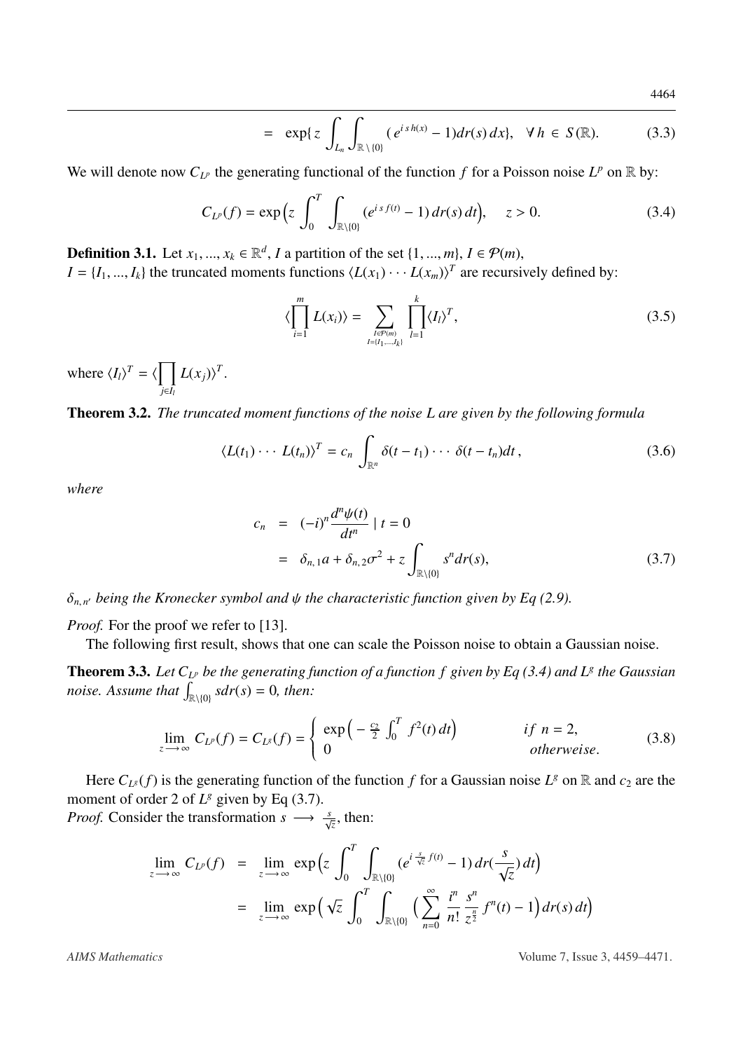$$= \exp\{ z \int_{L_n} \int_{\mathbb{R}\setminus\{0\}} ( e^{i\,s\,h(x)} - 1) dr(s)\, dx\}, \quad \forall\, h \in S(\mathbb{R}). \tag{3.3}$$

We will denote now $C_{L^p}$ the generating functional of the function $f$ for a Poisson noise $L^p$ on $\mathbb{R}$ by:

$$C_{L^p}(f) = \exp\Big( z \int_0^T \int_{\mathbb{R}\setminus\{0\}} (e^{i\,s\,f(t)} - 1)\, dr(s)\, dt \Big), \quad z > 0. \tag{3.4}$$

**Definition 3.1.** Let $x_1, ..., x_k \in \mathbb{R}^d$, $I$ a partition of the set $\{1, ..., m\}$, $I \in \mathcal{P}(m)$, $I = \{I_1, ..., I_k\}$ the truncated moments functions $\langle L(x_1) \cdots L(x_m)\rangle^T$ are recursively defined by:

$$\langle \prod_{i=1}^{m} L(x_i) \rangle = \sum_{\substack{I \in \mathcal{P}(m) \\ I = \{I_1, ..., I_k\}}} \prod_{l=1}^{k} \langle I_l \rangle^T, \tag{3.5}$$

where $\langle I_l \rangle^T = \langle \prod_{j \in I_l} L(x_j) \rangle^T$.

**Theorem 3.2.** *The truncated moment functions of the noise $L$ are given by the following formula*

$$\langle L(t_1) \cdots L(t_n) \rangle^T = c_n \int_{\mathbb{R}^n} \delta(t - t_1) \cdots \delta(t - t_n) dt\,, \tag{3.6}$$

*where*

$$\begin{aligned} c_n &= (-i)^n \frac{d^n \psi(t)}{dt^n} \mid t = 0 \\ &= \delta_{n,1} a + \delta_{n,2} \sigma^2 + z \int_{\mathbb{R}\setminus\{0\}} s^n dr(s), \end{aligned} \tag{3.7}$$

*$\delta_{n,n'}$ being the Kronecker symbol and $\psi$ the characteristic function given by Eq (2.9).*

*Proof.* For the proof we refer to [13].

The following first result, shows that one can scale the Poisson noise to obtain a Gaussian noise.

**Theorem 3.3.** *Let $C_{L^p}$ be the generating function of a function $f$ given by Eq (3.4) and $L^g$ the Gaussian noise. Assume that $\int_{\mathbb{R}\setminus\{0\}} s dr(s) = 0$, then:*

$$\lim_{z \longrightarrow \infty} C_{L^p}(f) = C_{L^g}(f) = \begin{cases} \exp\Big( -\frac{c_2}{2} \int_0^T f^2(t)\, dt \Big) & if\ n = 2, \\ 0 & otherweise. \end{cases} \tag{3.8}$$

Here $C_{L^g}(f)$ is the generating function of the function $f$ for a Gaussian noise $L^g$ on $\mathbb{R}$ and $c_2$ are the moment of order 2 of $L^g$ given by Eq (3.7).

*Proof.* Consider the transformation $s \longrightarrow \frac{s}{\sqrt{z}}$, then:

$$\begin{aligned} \lim_{z \longrightarrow \infty} C_{L^p}(f) &= \lim_{z \longrightarrow \infty} \exp\Big( z \int_0^T \int_{\mathbb{R}\setminus\{0\}} (e^{i \frac{s}{\sqrt{z}} f(t)} - 1)\, dr(\frac{s}{\sqrt{z}})\, dt \Big) \\ &= \lim_{z \longrightarrow \infty} \exp\Big( \sqrt{z} \int_0^T \int_{\mathbb{R}\setminus\{0\}} \Big( \sum_{n=0}^{\infty} \frac{i^n}{n!} \frac{s^n}{z^{\frac{n}{2}}} f^n(t) - 1 \Big) dr(s)\, dt \Big) \end{aligned}$$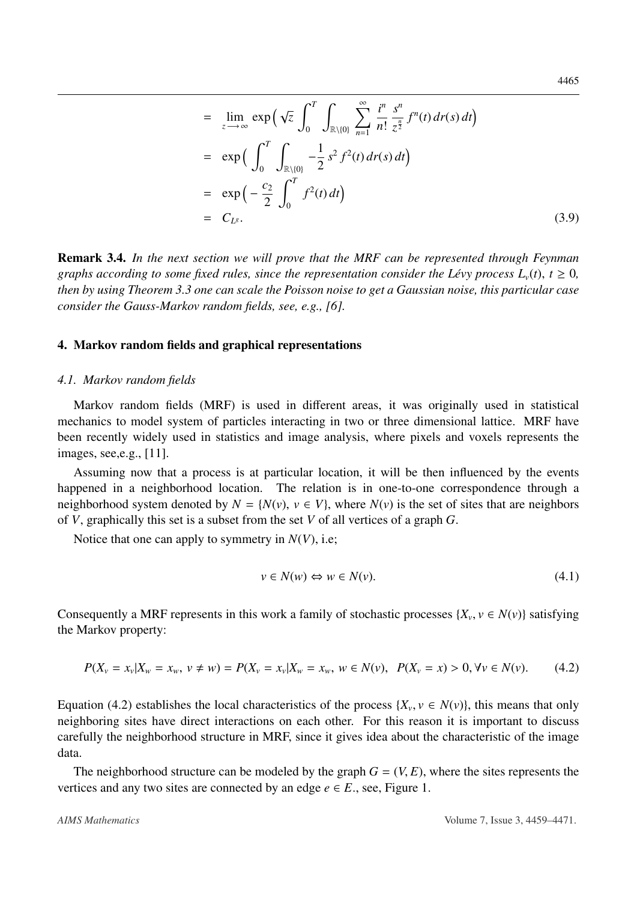$$
\begin{aligned}
&= \lim_{z \longrightarrow \infty} \exp\Big(\sqrt{z} \int_0^T \int_{\mathbb{R}\setminus\{0\}} \sum_{n=1}^{\infty} \frac{i^n}{n!} \frac{s^n}{z^{\frac{n}{2}}} f^n(t)\, dr(s)\, dt\Big) \\
&= \exp\Big( \int_0^T \int_{\mathbb{R}\setminus\{0\}} -\frac{1}{2} s^2 f^2(t)\, dr(s)\, dt\Big) \\
&= \exp\Big( -\frac{c_2}{2} \int_0^T f^2(t)\, dt\Big) \\
&= C_{L^g}.
\end{aligned} \tag{3.9}
$$

**Remark 3.4.** *In the next section we will prove that the MRF can be represented through Feynman graphs according to some fixed rules, since the representation consider the Lévy process $L_v(t)$, $t \geq 0$, then by using Theorem 3.3 one can scale the Poisson noise to get a Gaussian noise, this particular case consider the Gauss-Markov random fields, see, e.g., [6].*

## 4. Markov random fields and graphical representations

### *4.1. Markov random fields*

Markov random fields (MRF) is used in different areas, it was originally used in statistical mechanics to model system of particles interacting in two or three dimensional lattice. MRF have been recently widely used in statistics and image analysis, where pixels and voxels represents the images, see,e.g., [11].

Assuming now that a process is at particular location, it will be then influenced by the events happened in a neighborhood location. The relation is in one-to-one correspondence through a neighborhood system denoted by $N = \{N(v),\ v \in V\}$, where $N(v)$ is the set of sites that are neighbors of $V$, graphically this set is a subset from the set $V$ of all vertices of a graph $G$.

Notice that one can apply to symmetry in $N(V)$, i.e;

$$
v \in N(w) \Leftrightarrow w \in N(v). \tag{4.1}
$$

Consequently a MRF represents in this work a family of stochastic processes $\{X_v, v \in N(v)\}$ satisfying the Markov property:

$$
P(X_v = x_v | X_w = x_w,\ v \neq w) = P(X_v = x_v | X_w = x_w,\ w \in N(v)),\ \ P(X_v = x) > 0, \forall v \in N(v). \tag{4.2}
$$

Equation (4.2) establishes the local characteristics of the process $\{X_v, v \in N(v)\}$, this means that only neighboring sites have direct interactions on each other. For this reason it is important to discuss carefully the neighborhood structure in MRF, since it gives idea about the characteristic of the image data.

The neighborhood structure can be modeled by the graph $G = (V, E)$, where the sites represents the vertices and any two sites are connected by an edge $e \in E$., see, Figure 1.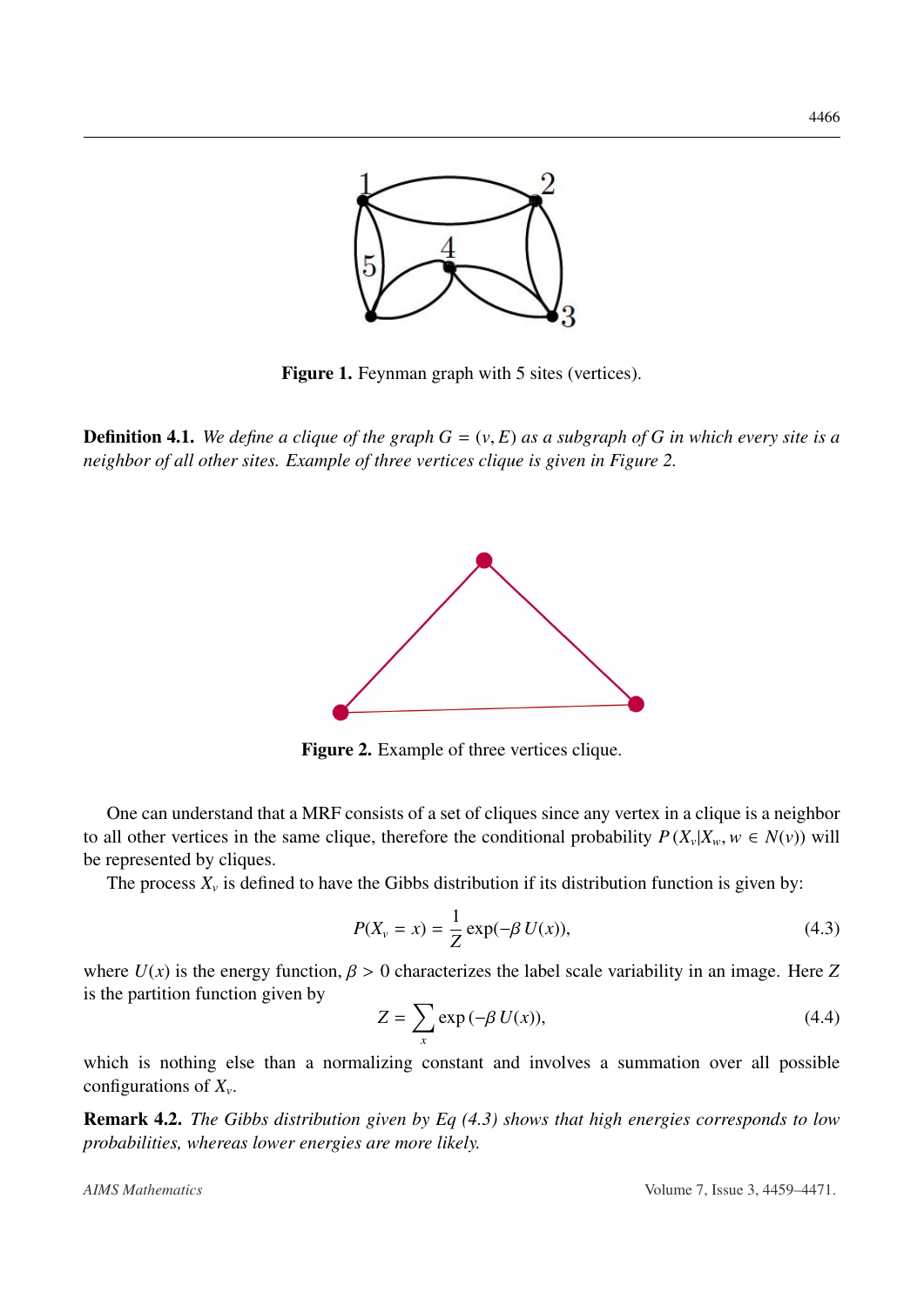**Figure 1.** Feynman graph with 5 sites (vertices).

**Definition 4.1.** *We define a clique of the graph $G = (v, E)$ as a subgraph of $G$ in which every site is a neighbor of all other sites. Example of three vertices clique is given in Figure 2.*

**Figure 2.** Example of three vertices clique.

One can understand that a MRF consists of a set of cliques since any vertex in a clique is a neighbor to all other vertices in the same clique, therefore the conditional probability $P(X_v|X_w, w \in N(v))$ will be represented by cliques.

The process $X_v$ is defined to have the Gibbs distribution if its distribution function is given by:

$$P(X_v = x) = \frac{1}{Z}\exp(-\beta\, U(x)), \tag{4.3}$$

where $U(x)$ is the energy function, $\beta > 0$ characterizes the label scale variability in an image. Here $Z$ is the partition function given by

$$Z = \sum_x \exp(-\beta\, U(x)), \tag{4.4}$$

which is nothing else than a normalizing constant and involves a summation over all possible configurations of $X_v$.

**Remark 4.2.** *The Gibbs distribution given by Eq (4.3) shows that high energies corresponds to low probabilities, whereas lower energies are more likely.*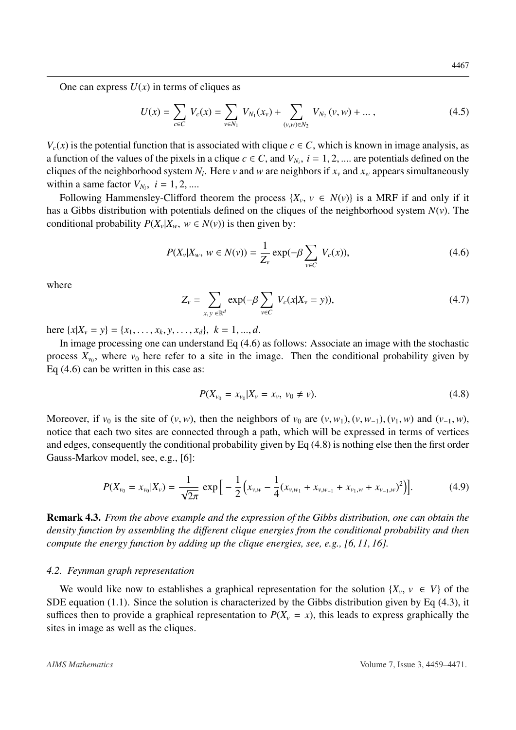One can express $U(x)$ in terms of cliques as

$$U(x) = \sum_{c \in C} V_c(x) = \sum_{v \in N_1} V_{N_1}(x_v) + \sum_{(v,w) \in N_2} V_{N_2}(v, w) + ... , \tag{4.5}$$

$V_c(x)$ is the potential function that is associated with clique $c \in C$, which is known in image analysis, as a function of the values of the pixels in a clique $c \in C$, and $V_{N_i}$, $i = 1, 2, ....$ are potentials defined on the cliques of the neighborhood system $N_i$. Here $v$ and $w$ are neighbors if $x_v$ and $x_w$ appears simultaneously within a same factor $V_{N_i}$, $i = 1, 2, ....$

Following Hammensley-Clifford theorem the process $\{X_v,\ v \in N(v)\}$ is a MRF if and only if it has a Gibbs distribution with potentials defined on the cliques of the neighborhood system $N(v)$. The conditional probability $P(X_v | X_w,\ w \in N(v))$ is then given by:

$$P(X_v | X_w,\ w \in N(v)) = \frac{1}{Z_v} \exp(-\beta \sum_{v \in C} V_c(x)), \tag{4.6}$$

where

$$Z_v = \sum_{x,\, y\, \in \mathbb{R}^d} \exp(-\beta \sum_{v \in C} V_c(x | X_v = y)), \tag{4.7}$$

here $\{x | X_v = y\} = \{x_1, \ldots, x_k, y, \ldots, x_d\}$, $k = 1, ..., d$.

In image processing one can understand Eq (4.6) as follows: Associate an image with the stochastic process $X_{v_0}$, where $v_0$ here refer to a site in the image. Then the conditional probability given by Eq (4.6) can be written in this case as:

$$P(X_{v_0} = x_{v_0} | X_v = x_v,\ v_0 \neq v). \tag{4.8}$$

Moreover, if $v_0$ is the site of $(v, w)$, then the neighbors of $v_0$ are $(v, w_1), (v, w_{-1}), (v_1, w)$ and $(v_{-1}, w)$, notice that each two sites are connected through a path, which will be expressed in terms of vertices and edges, consequently the conditional probability given by Eq (4.8) is nothing else then the first order Gauss-Markov model, see, e.g., [6]:

$$P(X_{v_0} = x_{v_0} | X_v) = \frac{1}{\sqrt{2\pi}} \exp\Big[ -\frac{1}{2} \Big( x_{v,w} - \frac{1}{4} (x_{v,w_1} + x_{v,w_{-1}} + x_{v_1,w} + x_{v_{-1},w})^2 \Big) \Big]. \tag{4.9}$$

**Remark 4.3.** *From the above example and the expression of the Gibbs distribution, one can obtain the density function by assembling the different clique energies from the conditional probability and then compute the energy function by adding up the clique energies, see, e.g., [6, 11, 16].*

### *4.2. Feynman graph representation*

We would like now to establishes a graphical representation for the solution $\{X_v,\ v \in V\}$ of the SDE equation (1.1). Since the solution is characterized by the Gibbs distribution given by Eq (4.3), it suffices then to provide a graphical representation to $P(X_v = x)$, this leads to express graphically the sites in image as well as the cliques.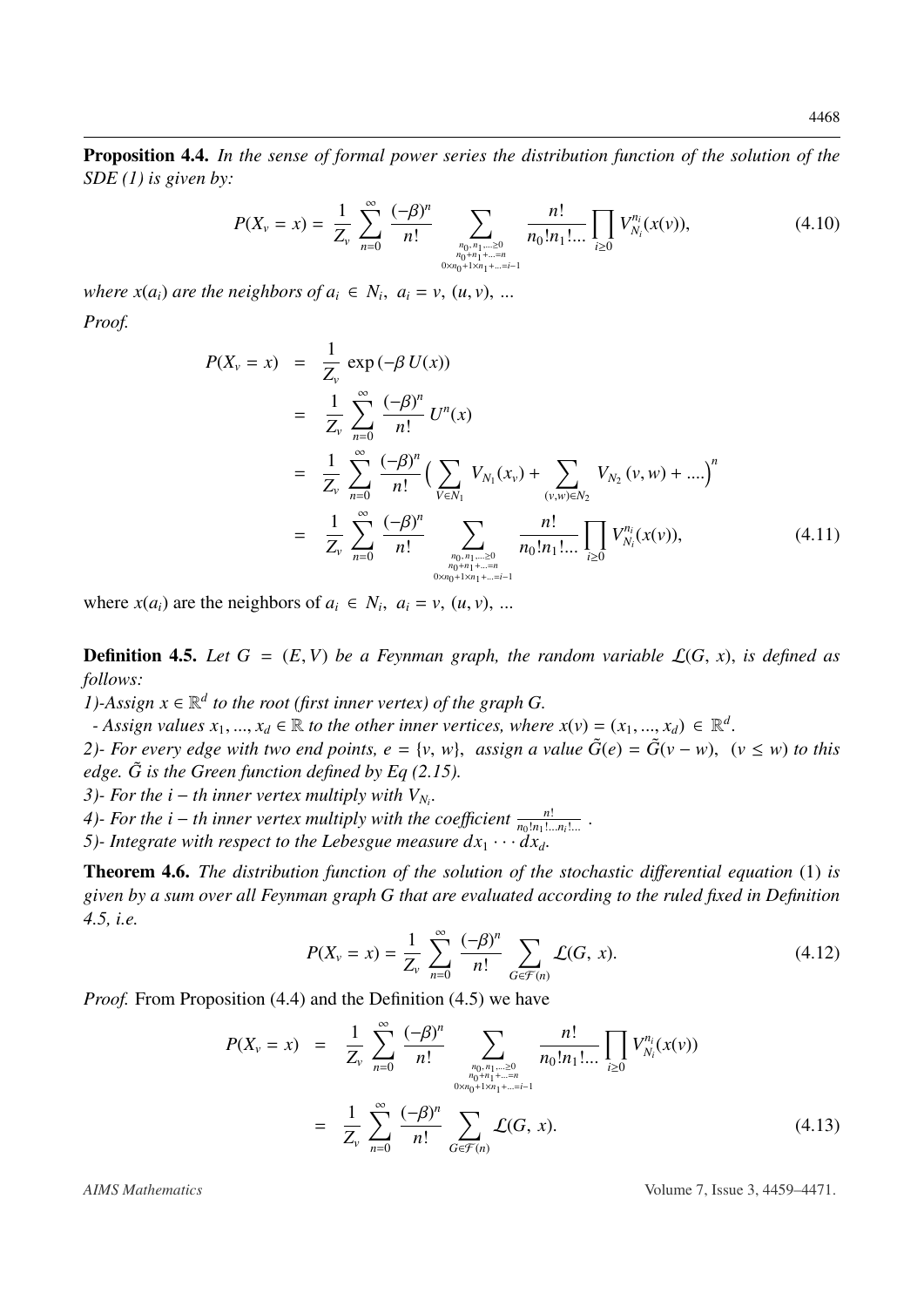**Proposition 4.4.** *In the sense of formal power series the distribution function of the solution of the SDE (1) is given by:*

$$P(X_v = x) = \frac{1}{Z_v} \sum_{n=0}^{\infty} \frac{(-\beta)^n}{n!} \sum_{\substack{n_0, n_1 ... \geq 0 \\ n_0 + n_1 + ... = n \\ 0 \times n_0 + 1 \times n_1 + ... = i-1}} \frac{n!}{n_0! n_1! ...} \prod_{i \geq 0} V_{N_i}^{n_i}(x(v)), \tag{4.10}$$

*where $x(a_i)$ are the neighbors of $a_i \in N_i$, $a_i = v$, $(u, v)$, ...*

*Proof.*

$$\begin{aligned}
P(X_v = x) &= \frac{1}{Z_v} \exp(-\beta U(x)) \\
&= \frac{1}{Z_v} \sum_{n=0}^{\infty} \frac{(-\beta)^n}{n!} U^n(x) \\
&= \frac{1}{Z_v} \sum_{n=0}^{\infty} \frac{(-\beta)^n}{n!} \Big( \sum_{V \in N_1} V_{N_1}(x_v) + \sum_{(v,w) \in N_2} V_{N_2}(v, w) + .... \Big)^n \\
&= \frac{1}{Z_v} \sum_{n=0}^{\infty} \frac{(-\beta)^n}{n!} \sum_{\substack{n_0, n_1 ... \geq 0 \\ n_0 + n_1 + ... = n \\ 0 \times n_0 + 1 \times n_1 + ... = i-1}} \frac{n!}{n_0! n_1! ...} \prod_{i \geq 0} V_{N_i}^{n_i}(x(v)),
\end{aligned} \tag{4.11}$$

where $x(a_i)$ are the neighbors of $a_i \in N_i$, $a_i = v$, $(u, v)$, ...

**Definition 4.5.** *Let $G = (E, V)$ be a Feynman graph, the random variable $\mathcal{L}(G, x)$, is defined as follows:*

*1)-Assign $x \in \mathbb{R}^d$ to the root (first inner vertex) of the graph G.*

*- Assign values $x_1, ..., x_d \in \mathbb{R}$ to the other inner vertices, where $x(v) = (x_1, ..., x_d) \in \mathbb{R}^d$.*

*2)- For every edge with two end points, $e = \{v, w\}$, assign a value $\tilde{G}(e) = \tilde{G}(v - w)$, $(v \leq w)$ to this edge. $\tilde{G}$ is the Green function defined by Eq (2.15).*

*3)- For the $i - th$ inner vertex multiply with $V_{N_i}$.*

*4)- For the $i - th$ inner vertex multiply with the coefficient $\frac{n!}{n_0! n_1! ... n_i! ...}$ .*

*5)- Integrate with respect to the Lebesgue measure $dx_1 \cdots dx_d$.*

**Theorem 4.6.** *The distribution function of the solution of the stochastic differential equation* (1) *is given by a sum over all Feynman graph G that are evaluated according to the ruled fixed in Definition 4.5, i.e.*

$$P(X_v = x) = \frac{1}{Z_v} \sum_{n=0}^{\infty} \frac{(-\beta)^n}{n!} \sum_{G \in \mathcal{F}(n)} \mathcal{L}(G, x). \tag{4.12}$$

*Proof.* From Proposition (4.4) and the Definition (4.5) we have

$$\begin{aligned}
P(X_v = x) &= \frac{1}{Z_v} \sum_{n=0}^{\infty} \frac{(-\beta)^n}{n!} \sum_{\substack{n_0, n_1 ... \geq 0 \\ n_0 + n_1 + ... = n \\ 0 \times n_0 + 1 \times n_1 + ... = i-1}} \frac{n!}{n_0! n_1! ...} \prod_{i \geq 0} V_{N_i}^{n_i}(x(v)) \\
&= \frac{1}{Z_v} \sum_{n=0}^{\infty} \frac{(-\beta)^n}{n!} \sum_{G \in \mathcal{F}(n)} \mathcal{L}(G, x).
\end{aligned} \tag{4.13}$$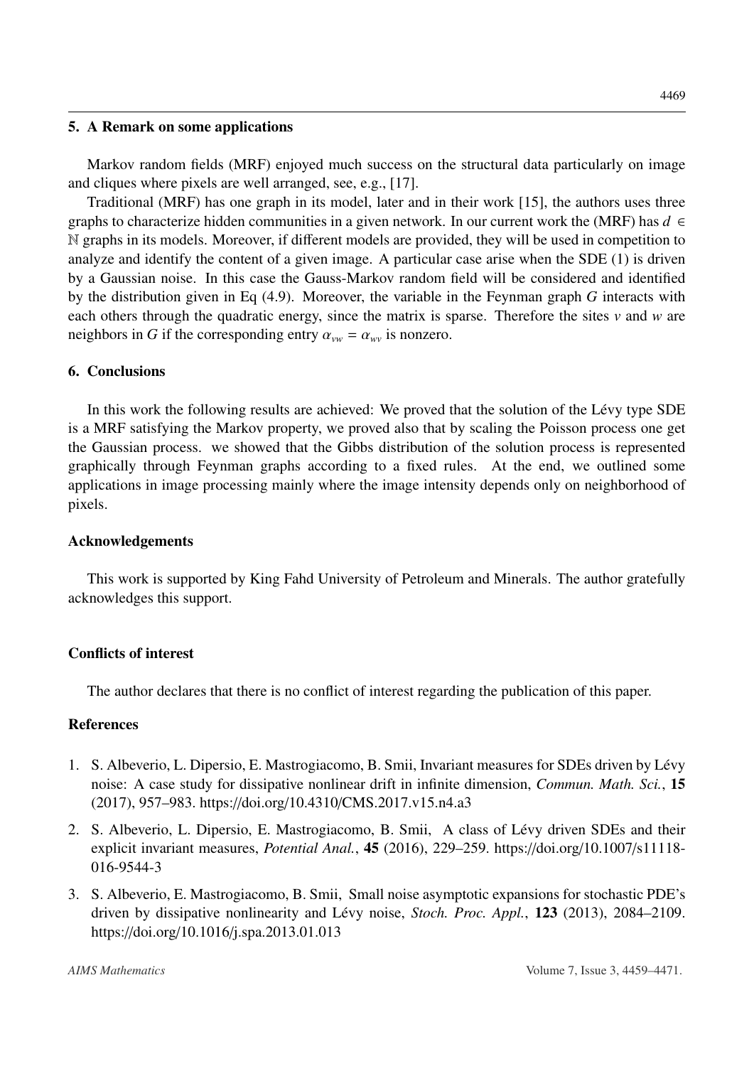## 5. A Remark on some applications

Markov random fields (MRF) enjoyed much success on the structural data particularly on image and cliques where pixels are well arranged, see, e.g., [17].

Traditional (MRF) has one graph in its model, later and in their work [15], the authors uses three graphs to characterize hidden communities in a given network. In our current work the (MRF) has $d \in \mathbb{N}$ graphs in its models. Moreover, if different models are provided, they will be used in competition to analyze and identify the content of a given image. A particular case arise when the SDE (1) is driven by a Gaussian noise. In this case the Gauss-Markov random field will be considered and identified by the distribution given in Eq (4.9). Moreover, the variable in the Feynman graph $G$ interacts with each others through the quadratic energy, since the matrix is sparse. Therefore the sites $v$ and $w$ are neighbors in $G$ if the corresponding entry $\alpha_{vw} = \alpha_{wv}$ is nonzero.

## 6. Conclusions

In this work the following results are achieved: We proved that the solution of the Lévy type SDE is a MRF satisfying the Markov property, we proved also that by scaling the Poisson process one get the Gaussian process. we showed that the Gibbs distribution of the solution process is represented graphically through Feynman graphs according to a fixed rules. At the end, we outlined some applications in image processing mainly where the image intensity depends only on neighborhood of pixels.

## Acknowledgements

This work is supported by King Fahd University of Petroleum and Minerals. The author gratefully acknowledges this support.

## Conflicts of interest

The author declares that there is no conflict of interest regarding the publication of this paper.

## References

1. S. Albeverio, L. Dipersio, E. Mastrogiacomo, B. Smii, Invariant measures for SDEs driven by Lévy noise: A case study for dissipative nonlinear drift in infinite dimension, *Commun. Math. Sci.*, **15** (2017), 957–983. https://doi.org/10.4310/CMS.2017.v15.n4.a3

2. S. Albeverio, L. Dipersio, E. Mastrogiacomo, B. Smii, A class of Lévy driven SDEs and their explicit invariant measures, *Potential Anal.*, **45** (2016), 229–259. https://doi.org/10.1007/s11118-016-9544-3

3. S. Albeverio, E. Mastrogiacomo, B. Smii, Small noise asymptotic expansions for stochastic PDE's driven by dissipative nonlinearity and Lévy noise, *Stoch. Proc. Appl.*, **123** (2013), 2084–2109. https://doi.org/10.1016/j.spa.2013.01.013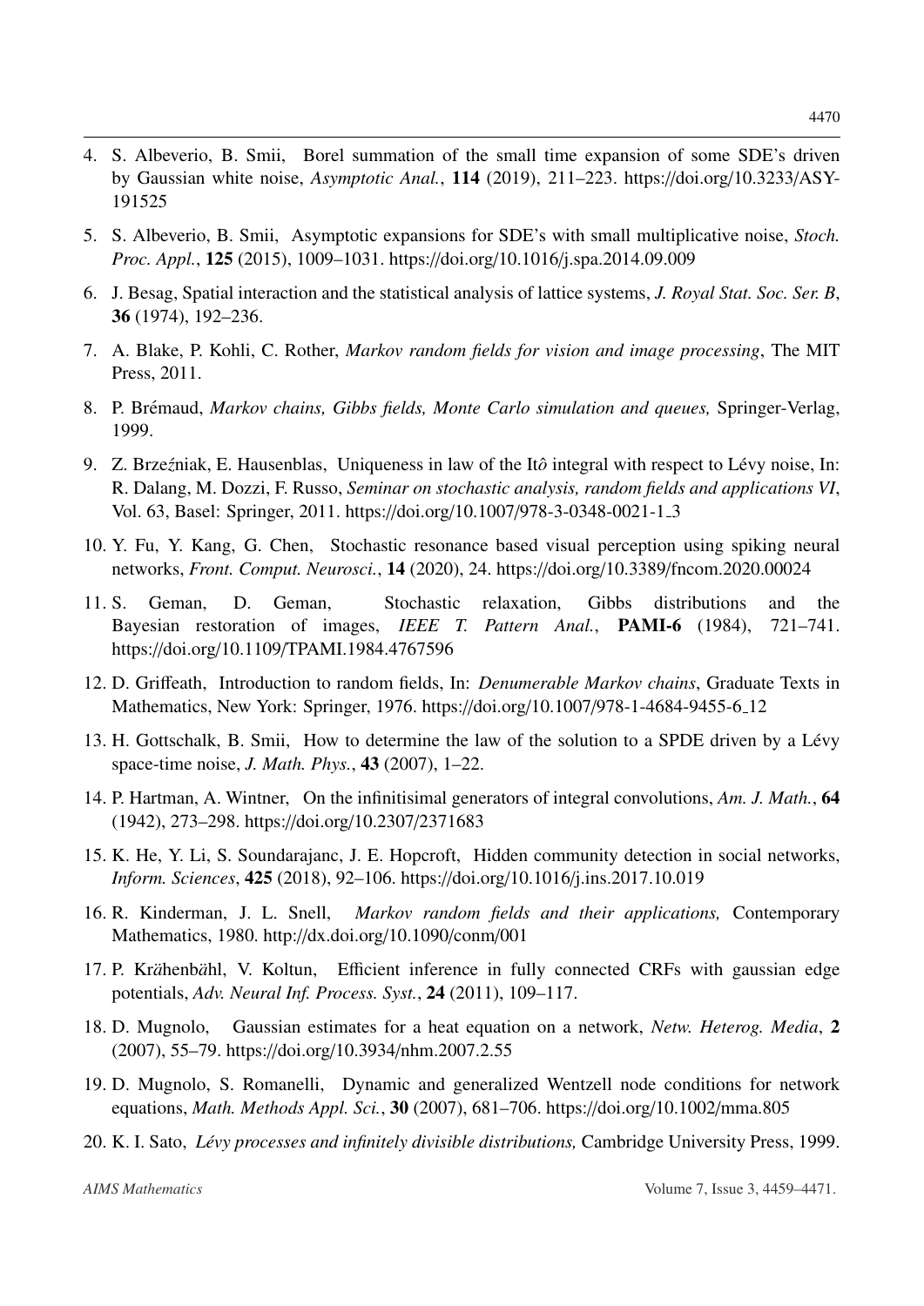4. S. Albeverio, B. Smii, Borel summation of the small time expansion of some SDE's driven by Gaussian white noise, *Asymptotic Anal.*, **114** (2019), 211–223. https://doi.org/10.3233/ASY-191525

5. S. Albeverio, B. Smii, Asymptotic expansions for SDE's with small multiplicative noise, *Stoch. Proc. Appl.*, **125** (2015), 1009–1031. https://doi.org/10.1016/j.spa.2014.09.009

6. J. Besag, Spatial interaction and the statistical analysis of lattice systems, *J. Royal Stat. Soc. Ser. B*, **36** (1974), 192–236.

7. A. Blake, P. Kohli, C. Rother, *Markov random fields for vision and image processing*, The MIT Press, 2011.

8. P. Brémaud, *Markov chains, Gibbs fields, Monte Carlo simulation and queues,* Springer-Verlag, 1999.

9. Z. Brzeźniak, E. Hausenblas, Uniqueness in law of the Itô integral with respect to Lévy noise, In: R. Dalang, M. Dozzi, F. Russo, *Seminar on stochastic analysis, random fields and applications VI*, Vol. 63, Basel: Springer, 2011. https://doi.org/10.1007/978-3-0348-0021-1_3

10. Y. Fu, Y. Kang, G. Chen, Stochastic resonance based visual perception using spiking neural networks, *Front. Comput. Neurosci.*, **14** (2020), 24. https://doi.org/10.3389/fncom.2020.00024

11. S. Geman, D. Geman, Stochastic relaxation, Gibbs distributions and the Bayesian restoration of images, *IEEE T. Pattern Anal.*, **PAMI-6** (1984), 721–741. https://doi.org/10.1109/TPAMI.1984.4767596

12. D. Griffeath, Introduction to random fields, In: *Denumerable Markov chains*, Graduate Texts in Mathematics, New York: Springer, 1976. https://doi.org/10.1007/978-1-4684-9455-6_12

13. H. Gottschalk, B. Smii, How to determine the law of the solution to a SPDE driven by a Lévy space-time noise, *J. Math. Phys.*, **43** (2007), 1–22.

14. P. Hartman, A. Wintner, On the infinitisimal generators of integral convolutions, *Am. J. Math.*, **64** (1942), 273–298. https://doi.org/10.2307/2371683

15. K. He, Y. Li, S. Soundarajanc, J. E. Hopcroft, Hidden community detection in social networks, *Inform. Sciences*, **425** (2018), 92–106. https://doi.org/10.1016/j.ins.2017.10.019

16. R. Kinderman, J. L. Snell, *Markov random fields and their applications,* Contemporary Mathematics, 1980. http://dx.doi.org/10.1090/conm/001

17. P. Krähenbähl, V. Koltun, Efficient inference in fully connected CRFs with gaussian edge potentials, *Adv. Neural Inf. Process. Syst.*, **24** (2011), 109–117.

18. D. Mugnolo, Gaussian estimates for a heat equation on a network, *Netw. Heterog. Media*, **2** (2007), 55–79. https://doi.org/10.3934/nhm.2007.2.55

19. D. Mugnolo, S. Romanelli, Dynamic and generalized Wentzell node conditions for network equations, *Math. Methods Appl. Sci.*, **30** (2007), 681–706. https://doi.org/10.1002/mma.805

20. K. I. Sato, *Lévy processes and infinitely divisible distributions,* Cambridge University Press, 1999.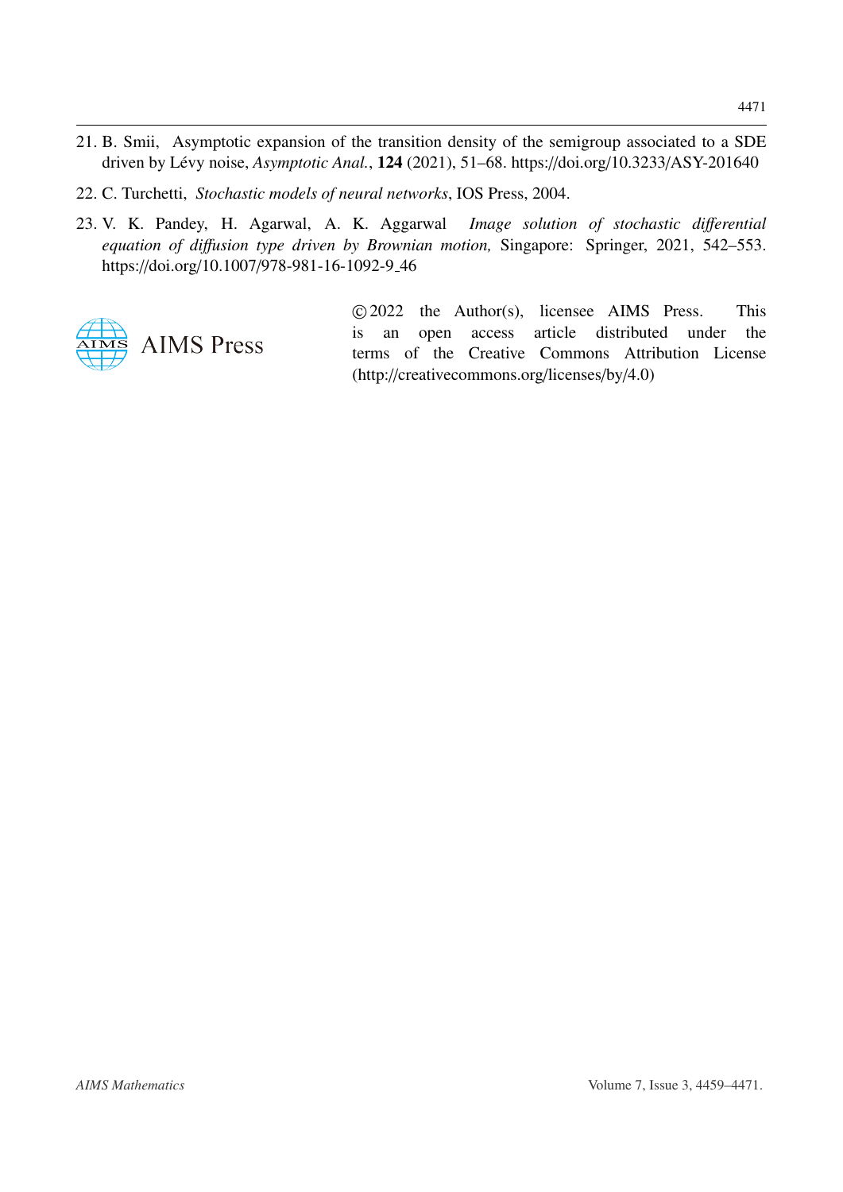21. B. Smii, Asymptotic expansion of the transition density of the semigroup associated to a SDE driven by Lévy noise, *Asymptotic Anal.*, **124** (2021), 51–68. https://doi.org/10.3233/ASY-201640

22. C. Turchetti, *Stochastic models of neural networks*, IOS Press, 2004.

23. V. K. Pandey, H. Agarwal, A. K. Aggarwal *Image solution of stochastic differential equation of diffusion type driven by Brownian motion,* Singapore: Springer, 2021, 542–553. https://doi.org/10.1007/978-981-16-1092-9_46

AIMS Press

© 2022 the Author(s), licensee AIMS Press. This is an open access article distributed under the terms of the Creative Commons Attribution License (http://creativecommons.org/licenses/by/4.0)